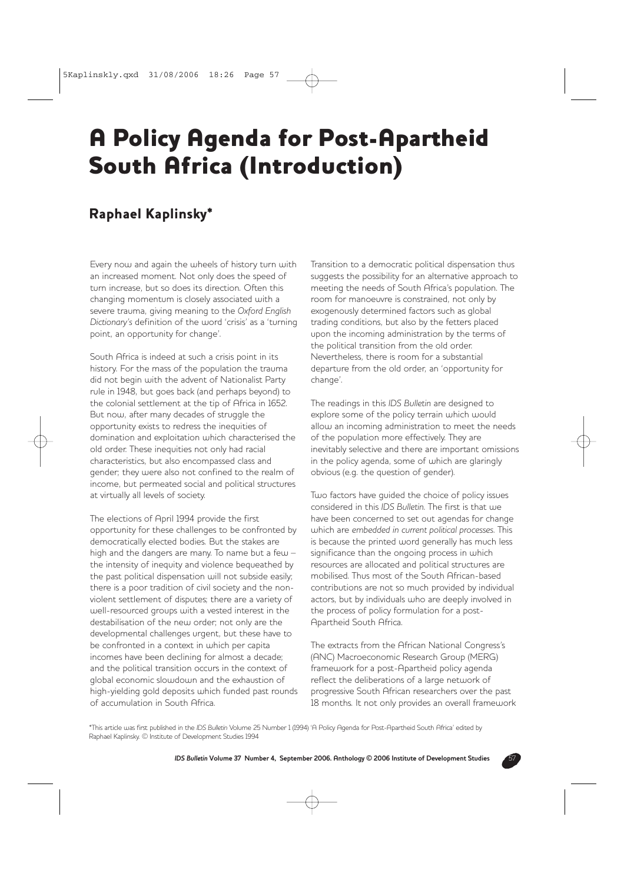# A Policy Agenda for Post-Apartheid South Africa (Introduction)

## Raphael Kaplinsky*

Every now and again the wheels of history turn with an increased moment. Not only does the speed of turn increase, but so does its direction. Often this changing momentum is closely associated with a severe trauma, giving meaning to the *Oxford English Dictionary's* definition of the word 'crisis' as a 'turning point, an opportunity for change'.

South Africa is indeed at such a crisis point in its history. For the mass of the population the trauma did not begin with the advent of Nationalist Party rule in 1948, but goes back (and perhaps beyond) to the colonial settlement at the tip of Africa in 1652. But now, after many decades of struggle the opportunity exists to redress the inequities of domination and exploitation which characterised the old order. These inequities not only had racial characteristics, but also encompassed class and gender; they were also not confined to the realm of income, but permeated social and political structures at virtually all levels of society.

The elections of April 1994 provide the first opportunity for these challenges to be confronted by democratically elected bodies. But the stakes are high and the dangers are many. To name but a few – the intensity of inequity and violence bequeathed by the past political dispensation will not subside easily; there is a poor tradition of civil society and the non-violent settlement of disputes; there are a variety of well-resourced groups with a vested interest in the destabilisation of the new order; not only are the developmental challenges urgent, but these have to be confronted in a context in which per capita incomes have been declining for almost a decade; and the political transition occurs in the context of global economic slowdown and the exhaustion of high-yielding gold deposits which funded past rounds of accumulation in South Africa.

Transition to a democratic political dispensation thus suggests the possibility for an alternative approach to meeting the needs of South Africa's population. The room for manoeuvre is constrained, not only by exogenously determined factors such as global trading conditions, but also by the fetters placed upon the incoming administration by the terms of the political transition from the old order. Nevertheless, there is room for a substantial departure from the old order, an 'opportunity for change'.

The readings in this *IDS Bulletin* are designed to explore some of the policy terrain which would allow an incoming administration to meet the needs of the population more effectively. They are inevitably selective and there are important omissions in the policy agenda, some of which are glaringly obvious (e.g. the question of gender).

Two factors have guided the choice of policy issues considered in this *IDS Bulletin*. The first is that we have been concerned to set out agendas for change which are *embedded in current political processes*. This is because the printed word generally has much less significance than the ongoing process in which resources are allocated and political structures are mobilised. Thus most of the South African-based contributions are not so much provided by individual actors, but by individuals who are deeply involved in the process of policy formulation for a post-Apartheid South Africa.

The extracts from the African National Congress's (ANC) Macroeconomic Research Group (MERG) framework for a post-Apartheid policy agenda reflect the deliberations of a large network of progressive South African researchers over the past 18 months. It not only provides an overall framework

*This article was first published in the *IDS Bulletin* Volume 25 Number 1 (1994) 'A Policy Agenda for Post-Apartheid South Africa' edited by Raphael Kaplinsky. © Institute of Development Studies 1994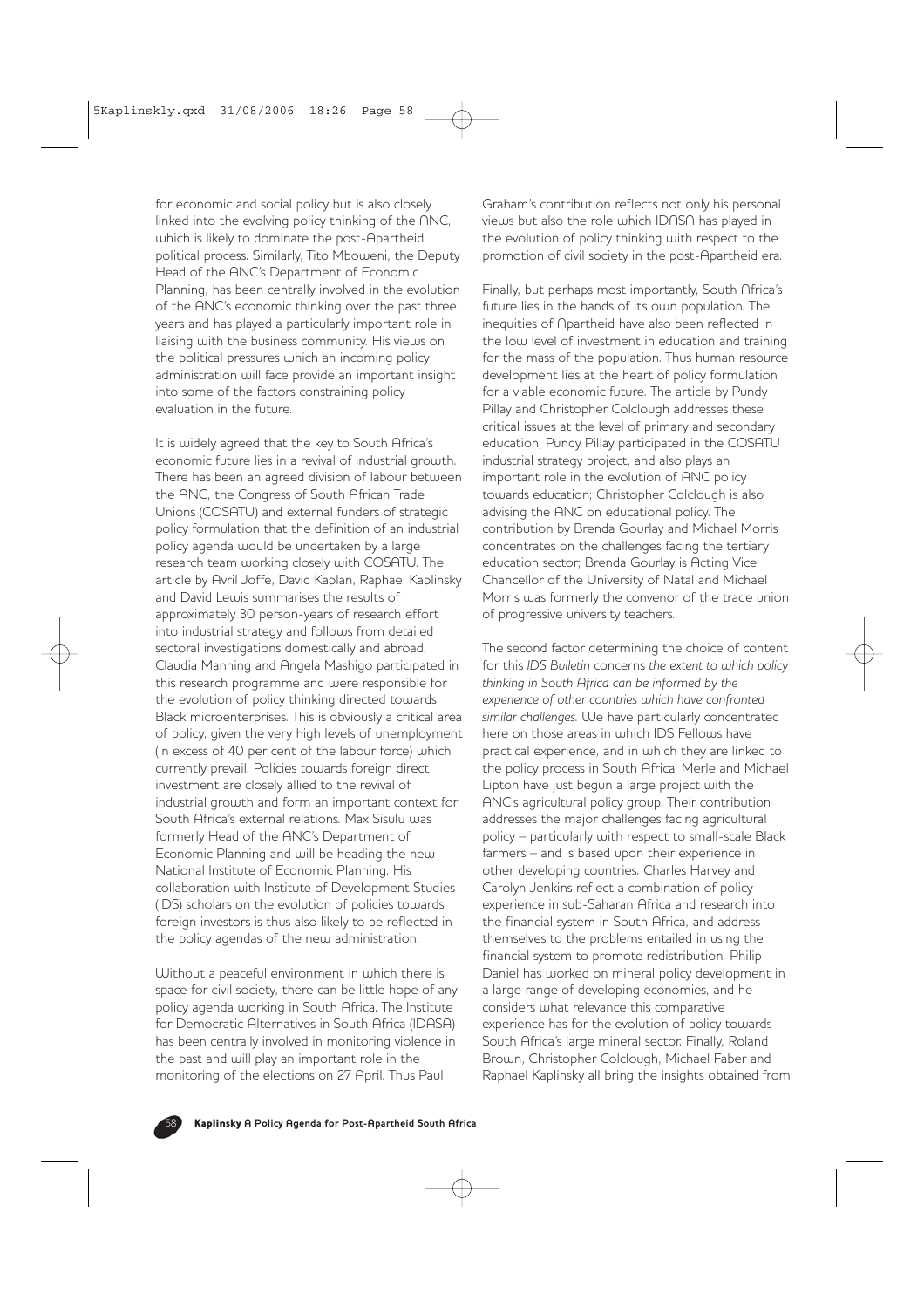for economic and social policy but is also closely linked into the evolving policy thinking of the ANC, which is likely to dominate the post-Apartheid political process. Similarly, Tito Mboweni, the Deputy Head of the ANC's Department of Economic Planning, has been centrally involved in the evolution of the ANC's economic thinking over the past three years and has played a particularly important role in liaising with the business community. His views on the political pressures which an incoming policy administration will face provide an important insight into some of the factors constraining policy evaluation in the future.

It is widely agreed that the key to South Africa's economic future lies in a revival of industrial growth. There has been an agreed division of labour between the ANC, the Congress of South African Trade Unions (COSATU) and external funders of strategic policy formulation that the definition of an industrial policy agenda would be undertaken by a large research team working closely with COSATU. The article by Avril Joffe, David Kaplan, Raphael Kaplinsky and David Lewis summarises the results of approximately 30 person-years of research effort into industrial strategy and follows from detailed sectoral investigations domestically and abroad. Claudia Manning and Angela Mashigo participated in this research programme and were responsible for the evolution of policy thinking directed towards Black microenterprises. This is obviously a critical area of policy, given the very high levels of unemployment (in excess of 40 per cent of the labour force) which currently prevail. Policies towards foreign direct investment are closely allied to the revival of industrial growth and form an important context for South Africa's external relations. Max Sisulu was formerly Head of the ANC's Department of Economic Planning and will be heading the new National Institute of Economic Planning. His collaboration with Institute of Development Studies (IDS) scholars on the evolution of policies towards foreign investors is thus also likely to be reflected in the policy agendas of the new administration.

Without a peaceful environment in which there is space for civil society, there can be little hope of any policy agenda working in South Africa. The Institute for Democratic Alternatives in South Africa (IDASA) has been centrally involved in monitoring violence in the past and will play an important role in the monitoring of the elections on 27 April. Thus Paul Graham's contribution reflects not only his personal views but also the role which IDASA has played in the evolution of policy thinking with respect to the promotion of civil society in the post-Apartheid era.

Finally, but perhaps most importantly, South Africa's future lies in the hands of its own population. The inequities of Apartheid have also been reflected in the low level of investment in education and training for the mass of the population. Thus human resource development lies at the heart of policy formulation for a viable economic future. The article by Pundy Pillay and Christopher Colclough addresses these critical issues at the level of primary and secondary education; Pundy Pillay participated in the COSATU industrial strategy project, and also plays an important role in the evolution of ANC policy towards education; Christopher Colclough is also advising the ANC on educational policy. The contribution by Brenda Gourlay and Michael Morris concentrates on the challenges facing the tertiary education sector; Brenda Gourlay is Acting Vice Chancellor of the University of Natal and Michael Morris was formerly the convenor of the trade union of progressive university teachers.

The second factor determining the choice of content for this *IDS Bulletin* concerns *the extent to which policy thinking in South Africa can be informed by the experience of other countries which have confronted similar challenges*. We have particularly concentrated here on those areas in which IDS Fellows have practical experience, and in which they are linked to the policy process in South Africa. Merle and Michael Lipton have just begun a large project with the ANC's agricultural policy group. Their contribution addresses the major challenges facing agricultural policy – particularly with respect to small-scale Black farmers – and is based upon their experience in other developing countries. Charles Harvey and Carolyn Jenkins reflect a combination of policy experience in sub-Saharan Africa and research into the financial system in South Africa, and address themselves to the problems entailed in using the financial system to promote redistribution. Philip Daniel has worked on mineral policy development in a large range of developing economies, and he considers what relevance this comparative experience has for the evolution of policy towards South Africa's large mineral sector. Finally, Roland Brown, Christopher Colclough, Michael Faber and Raphael Kaplinsky all bring the insights obtained from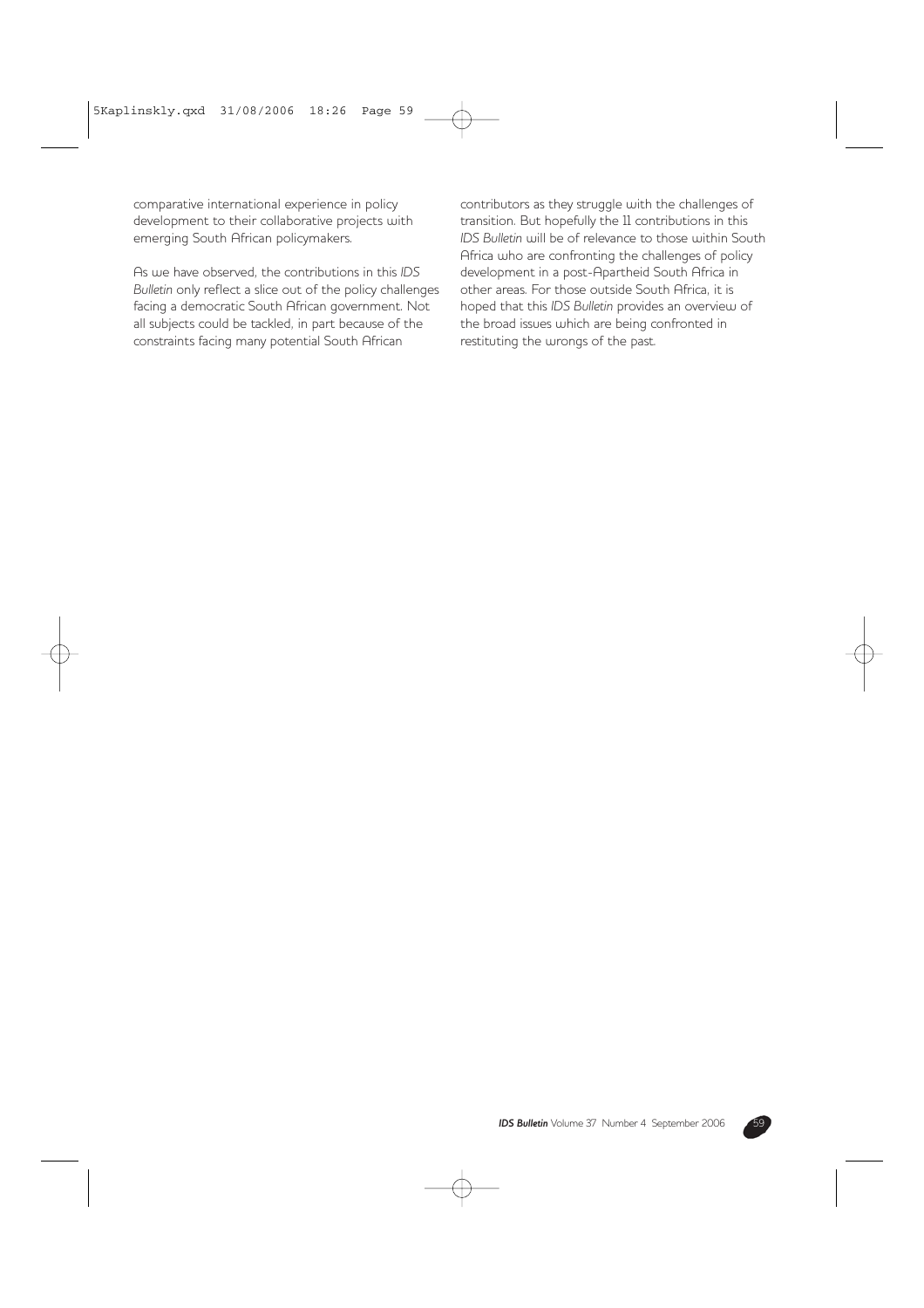comparative international experience in policy development to their collaborative projects with emerging South African policymakers.

As we have observed, the contributions in this *IDS Bulletin* only reflect a slice out of the policy challenges facing a democratic South African government. Not all subjects could be tackled, in part because of the constraints facing many potential South African contributors as they struggle with the challenges of transition. But hopefully the 11 contributions in this *IDS Bulletin* will be of relevance to those within South Africa who are confronting the challenges of policy development in a post-Apartheid South Africa in other areas. For those outside South Africa, it is hoped that this *IDS Bulletin* provides an overview of the broad issues which are being confronted in restituting the wrongs of the past.